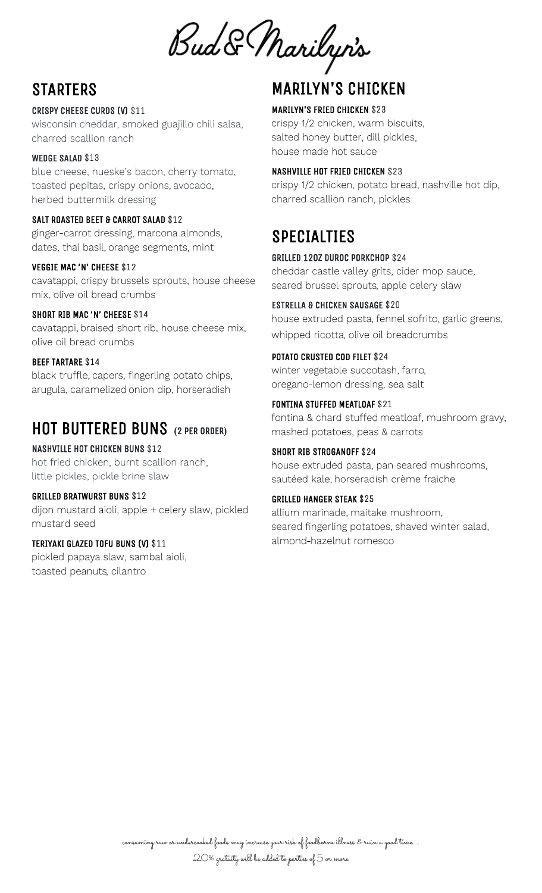# Bud & Marilyn's

## STARTERS

**CRISPY CHEESE CURDS (V)** $11
wisconsin cheddar, smoked guajillo chili salsa, charred scallion ranch

**WEDGE SALAD** $13
blue cheese, nueske's bacon, cherry tomato, toasted pepitas, crispy onions, avocado, herbed buttermilk dressing

**SALT ROASTED BEET & CARROT SALAD** $12
ginger-carrot dressing, marcona almonds, dates, thai basil, orange segments, mint

**VEGGIE MAC 'N' CHEESE** $12
cavatappi, crispy brussels sprouts, house cheese mix, olive oil bread crumbs

**SHORT RIB MAC 'N' CHEESE** $14
cavatappi, braised short rib, house cheese mix, olive oil bread crumbs

**BEEF TARTARE** $14
black truffle, capers, fingerling potato chips, arugula, caramelized onion dip, horseradish

## HOT BUTTERED BUNS (2 PER ORDER)

**NASHVILLE HOT CHICKEN BUNS** $12
hot fried chicken, burnt scallion ranch, little pickles, pickle brine slaw

**GRILLED BRATWURST BUNS** $12
dijon mustard aioli, apple + celery slaw, pickled mustard seed

**TERIYAKI GLAZED TOFU BUNS (V)** $11
pickled papaya slaw, sambal aioli, toasted peanuts, cilantro

## MARILYN'S CHICKEN

**MARILYN'S FRIED CHICKEN** $23
crispy 1/2 chicken, warm biscuits, salted honey butter, dill pickles, house made hot sauce

**NASHVILLE HOT FRIED CHICKEN** $23
crispy 1/2 chicken, potato bread, nashville hot dip, charred scallion ranch, pickles

## SPECIALTIES

**GRILLED 12OZ DUROC PORKCHOP** $24
cheddar castle valley grits, cider mop sauce, seared brussel sprouts, apple celery slaw

**ESTRELLA & CHICKEN SAUSAGE** $20
house extruded pasta, fennel sofrito, garlic greens, whipped ricotta, olive oil breadcrumbs

**POTATO CRUSTED COD FILET** $24
winter vegetable succotash, farro, oregano-lemon dressing, sea salt

**FONTINA STUFFED MEATLOAF** $21
fontina & chard stuffed meatloaf, mushroom gravy, mashed potatoes, peas & carrots

**SHORT RIB STROGANOFF** $24
house extruded pasta, pan seared mushrooms, sautéed kale, horseradish crème fraiche

**GRILLED HANGER STEAK** $25
allium marinade, maitake mushroom, seared fingerling potatoes, shaved winter salad, almond-hazelnut romesco

consuming raw or undercooked foods may increase your risk of foodborne illness & ruin a good time...

20% gratuity will be added to parties of 5 or more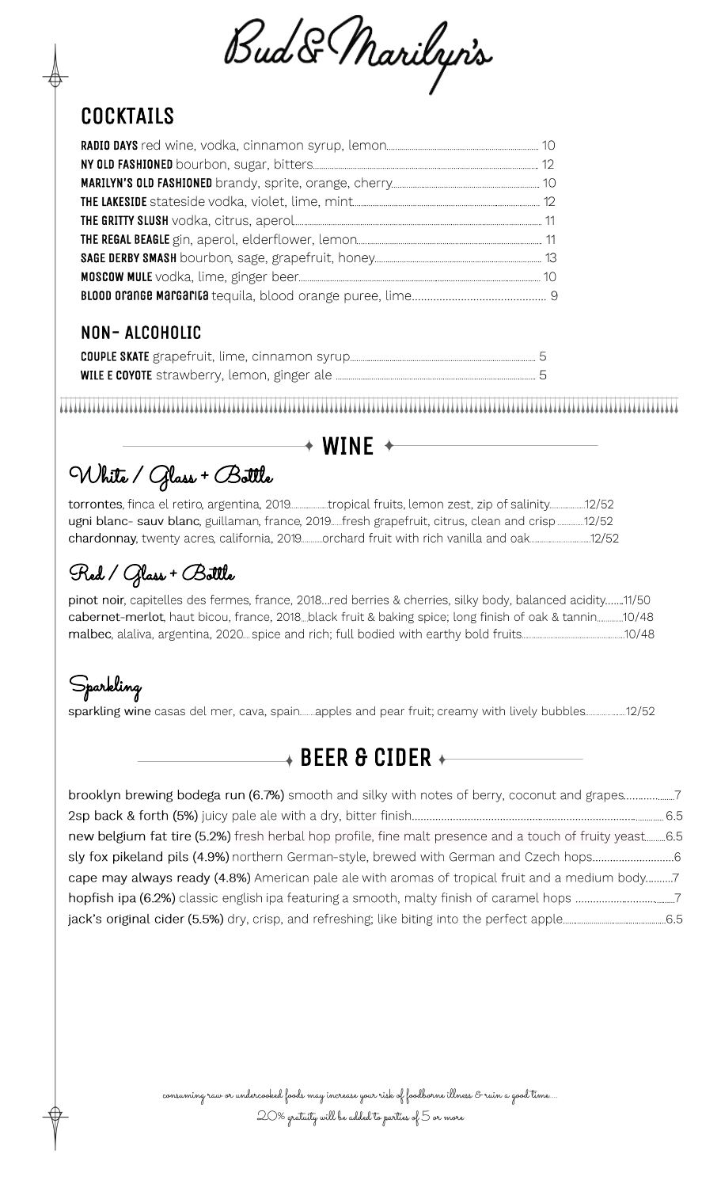# Bud & Marilyn's

## COCKTAILS

**RADIO DAYS** red wine, vodka, cinnamon syrup, lemon.......... 10
**NY OLD FASHIONED** bourbon, sugar, bitters.......... 12
**MARILYN'S OLD FASHIONED** brandy, sprite, orange, cherry.......... 10
**THE LAKESIDE** stateside vodka, violet, lime, mint.......... 12
**THE GRITTY SLUSH** vodka, citrus, aperol.......... 11
**THE REGAL BEAGLE** gin, aperol, elderflower, lemon.......... 11
**SAGE DERBY SMASH** bourbon, sage, grapefruit, honey.......... 13
**MOSCOW MULE** vodka, lime, ginger beer.......... 10
**BLOOD ORANGE MARGARITA** tequila, blood orange puree, lime.......... 9

## NON- ALCOHOLIC

**COUPLE SKATE** grapefruit, lime, cinnamon syrup.......... 5
**WILE E COYOTE** strawberry, lemon, ginger ale .......... 5

## WINE

### White / Glass + Bottle

torrontes, finca el retiro, argentina, 2019..........tropical fruits, lemon zest, zip of salinity..........12/52
ugni blanc- sauv blanc, guillaman, france, 2019.....fresh grapefruit, citrus, clean and crisp ..........12/52
chardonnay, twenty acres, california, 2019..........orchard fruit with rich vanilla and oak..........12/52

### Red / Glass + Bottle

pinot noir, capitelles des fermes, france, 2018...red berries & cherries, silky body, balanced acidity.......11/50
cabernet-merlot, haut bicou, france, 2018...black fruit & baking spice; long finish of oak & tannin..........10/48
malbec, alaliva, argentina, 2020... spice and rich; full bodied with earthy bold fruits..........10/48

### Sparkling

sparkling wine casas del mer, cava, spain.......apples and pear fruit; creamy with lively bubbles..........12/52

## BEER & CIDER

brooklyn brewing bodega run (6.7%) smooth and silky with notes of berry, coconut and grapes..........7
2sp back & forth (5%) juicy pale ale with a dry, bitter finish.......... 6.5
new belgium fat tire (5.2%) fresh herbal hop profile, fine malt presence and a touch of fruity yeast..........6.5
sly fox pikeland pils (4.9%) northern German-style, brewed with German and Czech hops..........6
cape may always ready (4.8%) American pale ale with aromas of tropical fruit and a medium body..........7
hopfish ipa (6.2%) classic english ipa featuring a smooth, malty finish of caramel hops ..........7
jack's original cider (5.5%) dry, crisp, and refreshing; like biting into the perfect apple..........6.5

consuming raw or undercooked foods may increase your risk of foodborne illness & ruin a good time...

20% gratuity will be added to parties of 5 or more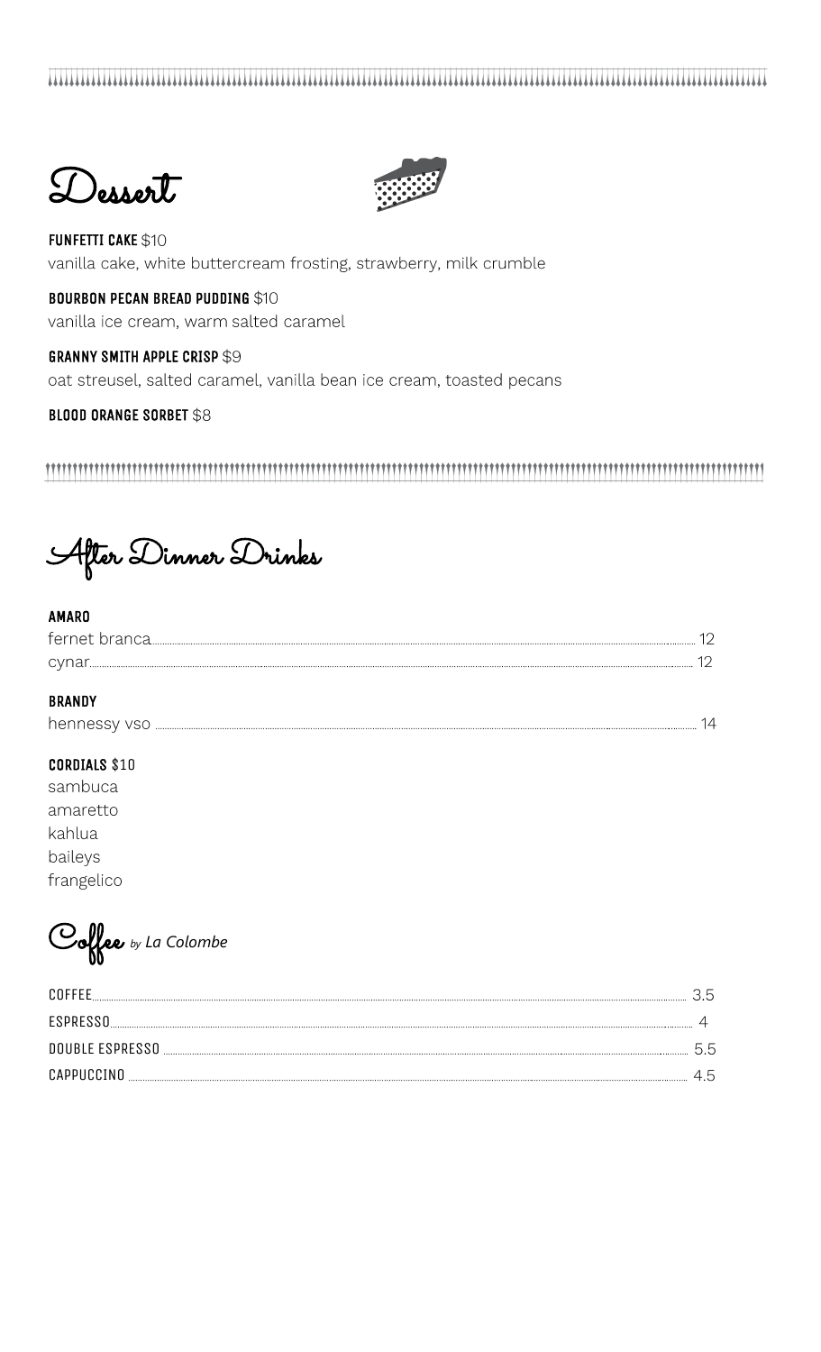# Dessert

**FUNFETTI CAKE** $10
vanilla cake, white buttercream frosting, strawberry, milk crumble

**BOURBON PECAN BREAD PUDDING** $10
vanilla ice cream, warm salted caramel

**GRANNY SMITH APPLE CRISP** $9
oat streusel, salted caramel, vanilla bean ice cream, toasted pecans

**BLOOD ORANGE SORBET** $8

# After Dinner Drinks

**AMARO**

| | |
|---|---|
| fernet branca | 12 |
| cynar | 12 |

**BRANDY**

| | |
|---|---|
| hennessy vso | 14 |

**CORDIALS** $10

sambuca
amaretto
kahlua
baileys
frangelico

# Coffee *by La Colombe*

| | |
|---|---|
| COFFEE | 3.5 |
| ESPRESSO | 4 |
| DOUBLE ESPRESSO | 5.5 |
| CAPPUCCINO | 4.5 |